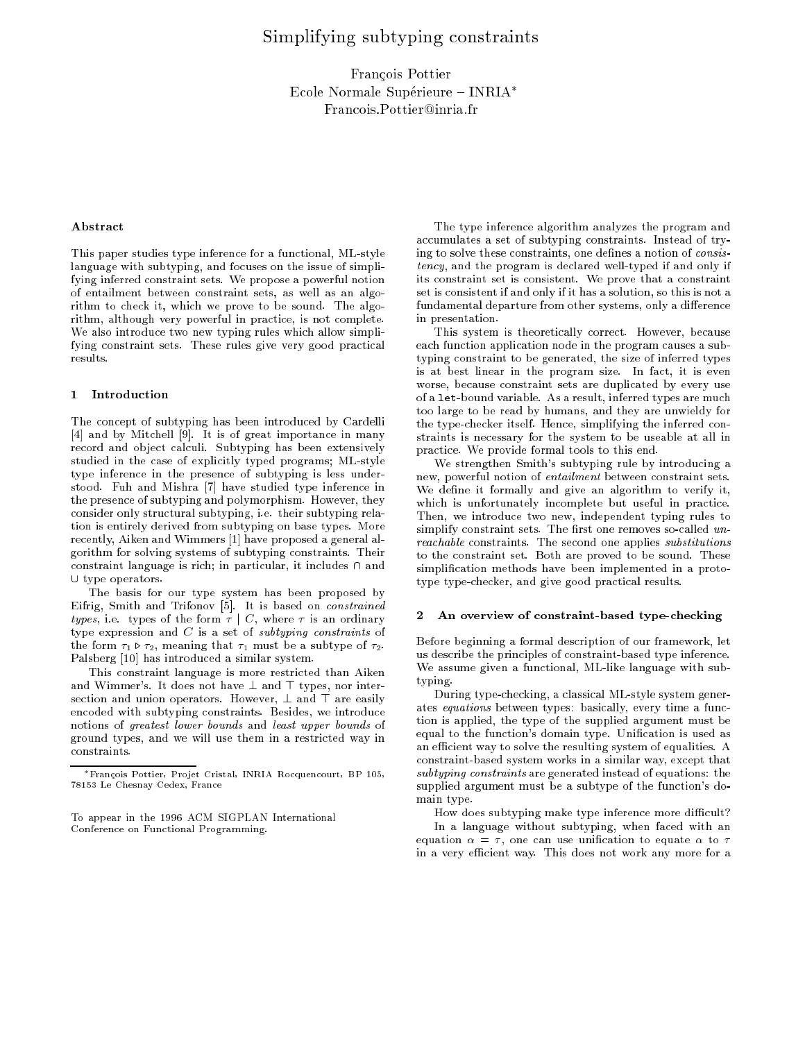# Simplifying subtyping constraints

François Pottier
Ecole Normale Supérieure – INRIA*
Francois.Pottier@inria.fr

## Abstract

This paper studies type inference for a functional, ML-style language with subtyping, and focuses on the issue of simplifying inferred constraint sets. We propose a powerful notion of entailment between constraint sets, as well as an algorithm to check it, which we prove to be sound. The algorithm, although very powerful in practice, is not complete. We also introduce two new typing rules which allow simplifying constraint sets. These rules give very good practical results.

## 1 Introduction

The concept of subtyping has been introduced by Cardelli [4] and by Mitchell [9]. It is of great importance in many record and object calculi. Subtyping has been extensively studied in the case of explicitly typed programs; ML-style type inference in the presence of subtyping is less understood. Fuh and Mishra [7] have studied type inference in the presence of subtyping and polymorphism. However, they consider only structural subtyping, i.e. their subtyping relation is entirely derived from subtyping on base types. More recently, Aiken and Wimmers [1] have proposed a general algorithm for solving systems of subtyping constraints. Their constraint language is rich; in particular, it includes $\cap$ and $\cup$ type operators.

The basis for our type system has been proposed by Eifrig, Smith and Trifonov [5]. It is based on *constrained types*, i.e. types of the form $\tau \mid C$, where $\tau$ is an ordinary type expression and $C$ is a set of *subtyping constraints* of the form $\tau_1 \triangleright \tau_2$, meaning that $\tau_1$ must be a subtype of $\tau_2$. Palsberg [10] has introduced a similar system.

This constraint language is more restricted than Aiken and Wimmer's. It does not have $\bot$ and $\top$ types, nor intersection and union operators. However, $\bot$ and $\top$ are easily encoded with subtyping constraints. Besides, we introduce notions of *greatest lower bounds* and *least upper bounds* of ground types, and we will use them in a restricted way in constraints.

*François Pottier, Projet Cristal, INRIA Rocquencourt, BP 105, 78153 Le Chesnay Cedex, France

To appear in the 1996 ACM SIGPLAN International Conference on Functional Programming.

The type inference algorithm analyzes the program and accumulates a set of subtyping constraints. Instead of trying to solve these constraints, one defines a notion of *consistency*, and the program is declared well-typed if and only if its constraint set is consistent. We prove that a constraint set is consistent if and only if it has a solution, so this is not a fundamental departure from other systems, only a difference in presentation.

This system is theoretically correct. However, because each function application node in the program causes a subtyping constraint to be generated, the size of inferred types is at best linear in the program size. In fact, it is even worse, because constraint sets are duplicated by every use of a `let`-bound variable. As a result, inferred types are much too large to be read by humans, and they are unwieldy for the type-checker itself. Hence, simplifying the inferred constraints is necessary for the system to be useable at all in practice. We provide formal tools to this end.

We strengthen Smith's subtyping rule by introducing a new, powerful notion of *entailment* between constraint sets. We define it formally and give an algorithm to verify it, which is unfortunately incomplete but useful in practice. Then, we introduce two new, independent typing rules to simplify constraint sets. The first one removes so-called *unreachable* constraints. The second one applies *substitutions* to the constraint set. Both are proved to be sound. These simplification methods have been implemented in a prototype type-checker, and give good practical results.

## 2 An overview of constraint-based type-checking

Before beginning a formal description of our framework, let us describe the principles of constraint-based type inference. We assume given a functional, ML-like language with subtyping.

During type-checking, a classical ML-style system generates *equations* between types: basically, every time a function is applied, the type of the supplied argument must be equal to the function's domain type. Unification is used as an efficient way to solve the resulting system of equalities. A constraint-based system works in a similar way, except that *subtyping constraints* are generated instead of equations: the supplied argument must be a subtype of the function's domain type.

How does subtyping make type inference more difficult?

In a language without subtyping, when faced with an equation $\alpha = \tau$, one can use unification to equate $\alpha$ to $\tau$ in a very efficient way. This does not work any more for a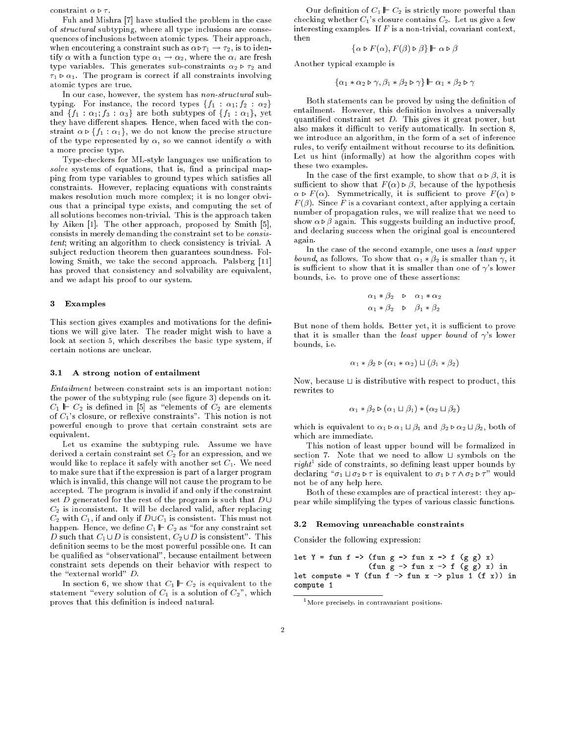constraint $\alpha \triangleright \tau$.

Fuh and Mishra [7] have studied the problem in the case of *structural* subtyping, where all type inclusions are consequences of inclusions between atomic types. Their approach, when encountering a constraint such as $\alpha \triangleright \tau_1 \rightarrow \tau_2$, is to identify $\alpha$ with a function type $\alpha_1 \rightarrow \alpha_2$, where the $\alpha_i$ are fresh type variables. This generates sub-constraints $\alpha_2 \triangleright \tau_2$ and $\tau_1 \triangleright \alpha_1$. The program is correct if all constraints involving atomic types are true.

In our case, however, the system has *non-structural* subtyping. For instance, the record types $\{f_1 : \alpha_1; f_2 : \alpha_2\}$ and $\{f_1 : \alpha_1; f_3 : \alpha_3\}$ are both subtypes of $\{f_1 : \alpha_1\}$, yet they have different shapes. Hence, when faced with the constraint $\alpha \triangleright \{f_1 : \alpha_1\}$, we do not know the precise structure of the type represented by $\alpha$, so we cannot identify $\alpha$ with a more precise type.

Type-checkers for ML-style languages use unification to *solve* systems of equations, that is, find a principal mapping from type variables to ground types which satisfies all constraints. However, replacing equations with constraints makes resolution much more complex; it is no longer obvious that a principal type exists, and computing the set of all solutions becomes non-trivial. This is the approach taken by Aiken [1]. The other approach, proposed by Smith [5], consists in merely demanding the constraint set to be *consistent*; writing an algorithm to check consistency is trivial. A subject reduction theorem then guarantees soundness. Following Smith, we take the second approach. Palsberg [11] has proved that consistency and solvability are equivalent, and we adapt his proof to our system.

## 3 Examples

This section gives examples and motivations for the definitions we will give later. The reader might wish to have a look at section 5, which describes the basic type system, if certain notions are unclear.

### 3.1 A strong notion of entailment

*Entailment* between constraint sets is an important notion: the power of the subtyping rule (see figure 3) depends on it. $C_1 \Vdash C_2$ is defined in [5] as "elements of $C_2$ are elements of $C_1$'s closure, or reflexive constraints". This notion is not powerful enough to prove that certain constraint sets are equivalent.

Let us examine the subtyping rule. Assume we have derived a certain constraint set $C_2$ for an expression, and we would like to replace it safely with another set $C_1$. We need to make sure that if the expression is part of a larger program which is invalid, this change will not cause the program to be accepted. The program is invalid if and only if the constraint set $D$ generated for the rest of the program is such that $D \cup C_2$ is inconsistent. It will be declared valid, after replacing $C_2$ with $C_1$, if and only if $D \cup C_1$ is consistent. This must not happen. Hence, we define $C_1 \Vdash C_2$ as "for any constraint set $D$ such that $C_1 \cup D$ is consistent, $C_2 \cup D$ is consistent". This definition seems to be the most powerful possible one. It can be qualified as "observational", because entailment between constraint sets depends on their behavior with respect to the "external world" $D$.

In section 6, we show that $C_1 \Vdash C_2$ is equivalent to the statement "every solution of $C_1$ is a solution of $C_2$", which proves that this definition is indeed natural.

Our definition of $C_1 \Vdash C_2$ is strictly more powerful than checking whether $C_1$'s closure contains $C_2$. Let us give a few interesting examples. If $F$ is a non-trivial, covariant context, then

$$\{\alpha \triangleright F(\alpha), F(\beta) \triangleright \beta\} \Vdash \alpha \triangleright \beta$$

Another typical example is

$$\{\alpha_1 * \alpha_2 \triangleright \gamma, \beta_1 * \beta_2 \triangleright \gamma\} \Vdash \alpha_1 * \beta_2 \triangleright \gamma$$

Both statements can be proved by using the definition of entailment. However, this definition involves a universally quantified constraint set $D$. This gives it great power, but also makes it difficult to verify automatically. In section 8, we introduce an algorithm, in the form of a set of inference rules, to verify entailment without recourse to its definition. Let us hint (informally) at how the algorithm copes with these two examples.

In the case of the first example, to show that $\alpha \triangleright \beta$, it is sufficient to show that $F(\alpha) \triangleright \beta$, because of the hypothesis $\alpha \triangleright F(\alpha)$. Symmetrically, it is sufficient to prove $F(\alpha) \triangleright F(\beta)$. Since $F$ is a covariant context, after applying a certain number of propagation rules, we will realize that we need to show $\alpha \triangleright \beta$ again. This suggests building an inductive proof, and declaring success when the original goal is encountered again.

In the case of the second example, one uses a *least upper bound*, as follows. To show that $\alpha_1 * \beta_2$ is smaller than $\gamma$, it is sufficient to show that it is smaller than one of $\gamma$'s lower bounds, i.e. to prove one of these assertions:

$$\alpha_1 * \beta_2 \triangleright \alpha_1 * \alpha_2$$
$$\alpha_1 * \beta_2 \triangleright \beta_1 * \beta_2$$

But none of them holds. Better yet, it is sufficient to prove that it is smaller than the *least upper bound* of $\gamma$'s lower bounds, i.e.

$$\alpha_1 * \beta_2 \triangleright (\alpha_1 * \alpha_2) \sqcup (\beta_1 * \beta_2)$$

Now, because $\sqcup$ is distributive with respect to product, this rewrites to

$$\alpha_1 * \beta_2 \triangleright (\alpha_1 \sqcup \beta_1) * (\alpha_2 \sqcup \beta_2)$$

which is equivalent to $\alpha_1 \triangleright \alpha_1 \sqcup \beta_1$ and $\beta_2 \triangleright \alpha_2 \sqcup \beta_2$, both of which are immediate.

This notion of least upper bound will be formalized in section 7. Note that we need to allow $\sqcup$ symbols on the *right*[1] side of constraints, so defining least upper bounds by declaring "$\sigma_1 \sqcup \sigma_2 \triangleright \tau$ is equivalent to $\sigma_1 \triangleright \tau \wedge \sigma_2 \triangleright \tau$" would not be of any help here.

Both of these examples are of practical interest: they appear while simplifying the types of various classic functions.

### 3.2 Removing unreachable constraints

Consider the following expression:

```
let Y = fun f -> (fun g -> fun x -> f (g g) x)
                 (fun g -> fun x -> f (g g) x) in
let compute = Y (fun f -> fun x -> plus 1 (f x)) in
compute 1
```

[1] More precisely, in contravariant positions.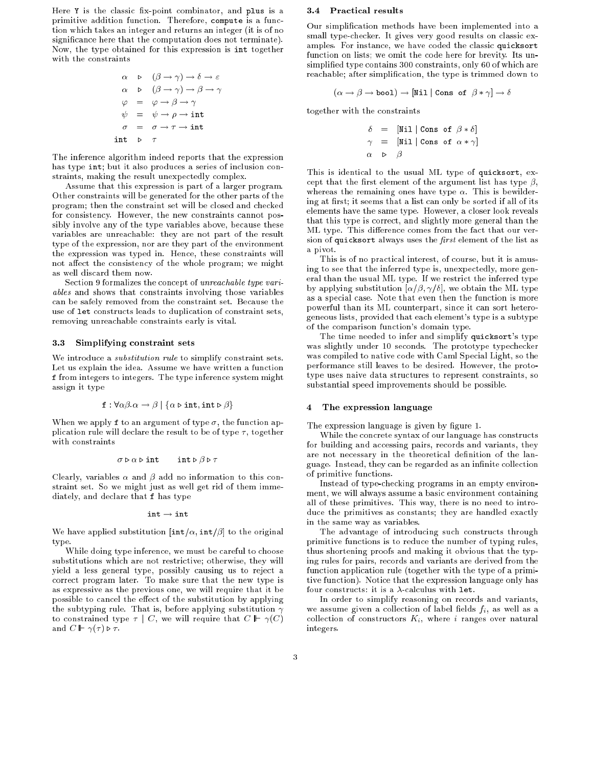Here `Y` is the classic fix-point combinator, and `plus` is a primitive addition function. Therefore, `compute` is a function which takes an integer and returns an integer (it is of no significance here that the computation does not terminate). Now, the type obtained for this expression is `int` together with the constraints

$$\begin{array}{rcl} \alpha & \triangleright & (\beta \to \gamma) \to \delta \to \varepsilon \\ \alpha & \triangleright & (\beta \to \gamma) \to \beta \to \gamma \\ \varphi & = & \varphi \to \beta \to \gamma \\ \psi & = & \psi \to \rho \to \mathtt{int} \\ \sigma & = & \sigma \to \tau \to \mathtt{int} \\ \mathtt{int} & \triangleright & \tau \end{array}$$

The inference algorithm indeed reports that the expression has type `int`; but it also produces a series of inclusion constraints, making the result unexpectedly complex.

Assume that this expression is part of a larger program. Other constraints will be generated for the other parts of the program; then the constraint set will be closed and checked for consistency. However, the new constraints cannot possibly involve any of the type variables above, because these variables are unreachable: they are not part of the result type of the expression, nor are they part of the environment the expression was typed in. Hence, these constraints will not affect the consistency of the whole program; we might as well discard them now.

Section 9 formalizes the concept of *unreachable type variables* and shows that constraints involving those variables can be safely removed from the constraint set. Because the use of `let` constructs leads to duplication of constraint sets, removing unreachable constraints early is vital.

### 3.3 Simplifying constraint sets

We introduce a *substitution rule* to simplify constraint sets. Let us explain the idea. Assume we have written a function `f` from integers to integers. The type inference system might assign it type

$$\mathtt{f} : \forall \alpha\beta.\alpha \to \beta \mid \{\alpha \triangleright \mathtt{int}, \mathtt{int} \triangleright \beta\}$$

When we apply `f` to an argument of type $\sigma$, the function application rule will declare the result to be of type $\tau$, together with constraints

$$\sigma \triangleright \alpha \triangleright \mathtt{int} \qquad \mathtt{int} \triangleright \beta \triangleright \tau$$

Clearly, variables $\alpha$ and $\beta$ add no information to this constraint set. So we might just as well get rid of them immediately, and declare that `f` has type

$$\mathtt{int} \to \mathtt{int}$$

We have applied substitution $[\mathtt{int}/\alpha, \mathtt{int}/\beta]$ to the original type.

While doing type inference, we must be careful to choose substitutions which are not restrictive; otherwise, they will yield a less general type, possibly causing us to reject a correct program later. To make sure that the new type is as expressive as the previous one, we will require that it be possible to cancel the effect of the substitution by applying the subtyping rule. That is, before applying substitution $\gamma$ to constrained type $\tau \mid C$, we will require that $C \Vdash \gamma(C)$ and $C \Vdash \gamma(\tau) \triangleright \tau$.

### 3.4 Practical results

Our simplification methods have been implemented into a small type-checker. It gives very good results on classic examples. For instance, we have coded the classic `quicksort` function on lists; we omit the code here for brevity. Its unsimplified type contains 300 constraints, only 60 of which are reachable; after simplification, the type is trimmed down to

$$(\alpha \to \beta \to \mathtt{bool}) \to [\mathtt{Nil} \mid \mathtt{Cons\ of}\ \beta * \gamma] \to \delta$$

together with the constraints

$$\begin{array}{rcl} \delta & = & [\mathtt{Nil} \mid \mathtt{Cons\ of}\ \beta * \delta] \\ \gamma & = & [\mathtt{Nil} \mid \mathtt{Cons\ of}\ \alpha * \gamma] \\ \alpha & \triangleright & \beta \end{array}$$

This is identical to the usual ML type of `quicksort`, except that the first element of the argument list has type $\beta$, whereas the remaining ones have type $\alpha$. This is bewildering at first; it seems that a list can only be sorted if all of its elements have the same type. However, a closer look reveals that this type is correct, and slightly more general than the ML type. This difference comes from the fact that our version of `quicksort` always uses the *first* element of the list as a pivot.

This is of no practical interest, of course, but it is amusing to see that the inferred type is, unexpectedly, more general than the usual ML type. If we restrict the inferred type by applying substitution $[\alpha/\beta, \gamma/\delta]$, we obtain the ML type as a special case. Note that even then the function is more powerful than its ML counterpart, since it can sort heterogeneous lists, provided that each element's type is a subtype of the comparison function's domain type.

The time needed to infer and simplify `quicksort`'s type was slightly under 10 seconds. The prototype typechecker was compiled to native code with Caml Special Light, so the performance still leaves to be desired. However, the prototype uses naive data structures to represent constraints, so substantial speed improvements should be possible.

## 4 The expression language

The expression language is given by figure 1.

While the concrete syntax of our language has constructs for building and accessing pairs, records and variants, they are not necessary in the theoretical definition of the language. Instead, they can be regarded as an infinite collection of primitive functions.

Instead of type-checking programs in an empty environment, we will always assume a basic environment containing all of these primitives. This way, there is no need to introduce the primitives as constants; they are handled exactly in the same way as variables.

The advantage of introducing such constructs through primitive functions is to reduce the number of typing rules, thus shortening proofs and making it obvious that the typing rules for pairs, records and variants are derived from the function application rule (together with the type of a primitive function). Notice that the expression language only has four constructs: it is a $\lambda$-calculus with `let`.

In order to simplify reasoning on records and variants, we assume given a collection of label fields $f_i$, as well as a collection of constructors $K_i$, where $i$ ranges over natural integers.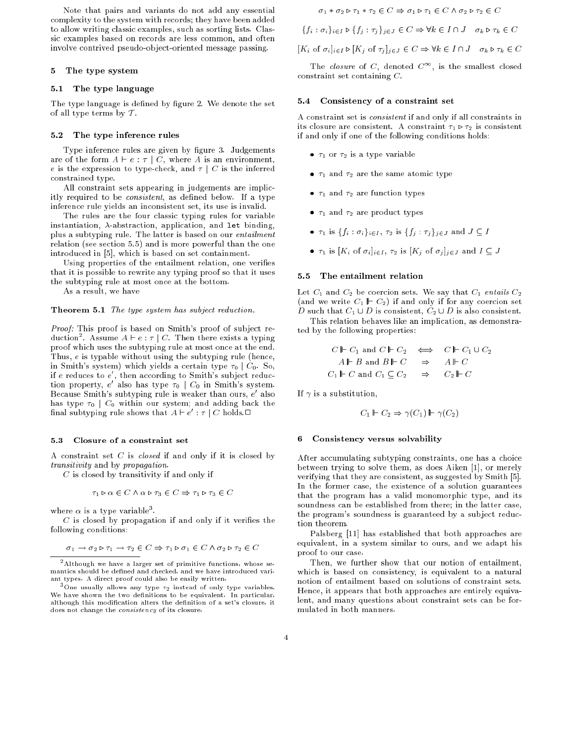Note that pairs and variants do not add any essential complexity to the system with records; they have been added to allow writing classic examples, such as sorting lists. Classic examples based on records are less common, and often involve contrived pseudo-object-oriented message passing.

## 5 The type system

### 5.1 The type language

The type language is defined by figure 2. We denote the set of all type terms by $\mathcal{T}$.

### 5.2 The type inference rules

Type inference rules are given by figure 3. Judgements are of the form $A \vdash e : \tau \mid C$, where $A$ is an environment, $e$ is the expression to type-check, and $\tau \mid C$ is the inferred constrained type.

All constraint sets appearing in judgements are implicitly required to be *consistent*, as defined below. If a type inference rule yields an inconsistent set, its use is invalid.

The rules are the four classic typing rules for variable instantiation, $\lambda$-abstraction, application, and `let` binding, plus a subtyping rule. The latter is based on our *entailment* relation (see section 5.5) and is more powerful than the one introduced in [5], which is based on set containment.

Using properties of the entailment relation, one verifies that it is possible to rewrite any typing proof so that it uses the subtyping rule at most once at the bottom.

As a result, we have

**Theorem 5.1** *The type system has subject reduction.*

*Proof:* This proof is based on Smith's proof of subject reduction[2]. Assume $A \vdash e : \tau \mid C$. Then there exists a typing proof which uses the subtyping rule at most once at the end. Thus, $e$ is typable without using the subtyping rule (hence, in Smith's system) which yields a certain type $\tau_0 \mid C_0$. So, if $e$ reduces to $e'$, then according to Smith's subject reduction property, $e'$ also has type $\tau_0 \mid C_0$ in Smith's system. Because Smith's subtyping rule is weaker than ours, $e'$ also has type $\tau_0 \mid C_0$ within our system; and adding back the final subtyping rule shows that $A \vdash e' : \tau \mid C$ holds. $\Box$

### 5.3 Closure of a constraint set

A constraint set $C$ is *closed* if and only if it is closed by *transitivity* and by *propagation*.

$C$ is closed by transitivity if and only if

$$\tau_1 \triangleright \alpha \in C \wedge \alpha \triangleright \tau_3 \in C \Rightarrow \tau_1 \triangleright \tau_3 \in C$$

where $\alpha$ is a type variable[3].

$C$ is closed by propagation if and only if it verifies the following conditions:

$$\sigma_1 \rightarrow \sigma_2 \triangleright \tau_1 \rightarrow \tau_2 \in C \Rightarrow \tau_1 \triangleright \sigma_1 \in C \wedge \sigma_2 \triangleright \tau_2 \in C$$

$$\sigma_1 * \sigma_2 \triangleright \tau_1 * \tau_2 \in C \Rightarrow \sigma_1 \triangleright \tau_1 \in C \wedge \sigma_2 \triangleright \tau_2 \in C$$

$$\{f_i : \sigma_i\}_{i \in I} \triangleright \{f_j : \tau_j\}_{j \in J} \in C \Rightarrow \forall k \in I \cap J \quad \sigma_k \triangleright \tau_k \in C$$

$$[K_i \text{ of } \sigma_i]_{i \in I} \triangleright [K_j \text{ of } \tau_j]_{j \in J} \in C \Rightarrow \forall k \in I \cap J \quad \sigma_k \triangleright \tau_k \in C$$

The *closure* of $C$, denoted $C^\infty$, is the smallest closed constraint set containing $C$.

### 5.4 Consistency of a constraint set

A constraint set is *consistent* if and only if all constraints in its closure are consistent. A constraint $\tau_1 \triangleright \tau_2$ is consistent if and only if one of the following conditions holds:

- $\tau_1$ or $\tau_2$ is a type variable
- $\tau_1$ and $\tau_2$ are the same atomic type
- $\tau_1$ and $\tau_2$ are function types
- $\tau_1$ and $\tau_2$ are product types
- $\tau_1$ is $\{f_i : \sigma_i\}_{i \in I}$, $\tau_2$ is $\{f_j : \tau_j\}_{j \in J}$ and $J \subseteq I$
- $\tau_1$ is $[K_i \text{ of } \sigma_i]_{i \in I}$, $\tau_2$ is $[K_j \text{ of } \sigma_j]_{j \in J}$ and $I \subseteq J$

### 5.5 The entailment relation

Let $C_1$ and $C_2$ be coercion sets. We say that $C_1$ *entails* $C_2$ (and we write $C_1 \Vdash C_2$) if and only if for any coercion set $D$ such that $C_1 \cup D$ is consistent, $C_2 \cup D$ is also consistent.

This relation behaves like an implication, as demonstrated by the following properties:

$$\begin{array}{rcl} C \Vdash C_1 \text{ and } C \Vdash C_2 & \Longleftrightarrow & C \Vdash C_1 \cup C_2 \\ A \Vdash B \text{ and } B \Vdash C & \Rightarrow & A \Vdash C \\ C_1 \Vdash C \text{ and } C_1 \subseteq C_2 & \Rightarrow & C_2 \Vdash C \end{array}$$

If $\gamma$ is a substitution,

$$C_1 \Vdash C_2 \Rightarrow \gamma(C_1) \Vdash \gamma(C_2)$$

## 6 Consistency versus solvability

After accumulating subtyping constraints, one has a choice between trying to solve them, as does Aiken [1], or merely verifying that they are consistent, as suggested by Smith [5]. In the former case, the existence of a solution guarantees that the program has a valid monomorphic type, and its soundness can be established from there; in the latter case, the program's soundness is guaranteed by a subject reduction theorem.

Palsberg [11] has established that both approaches are equivalent, in a system similar to ours, and we adapt his proof to our case.

Then, we further show that our notion of entailment, which is based on consistency, is equivalent to a natural notion of entailment based on solutions of constraint sets. Hence, it appears that both approaches are entirely equivalent, and many questions about constraint sets can be formulated in both manners.

---

[2] Although we have a larger set of primitive functions, whose semantics should be defined and checked, and we have introduced variant types. A direct proof could also be easily written.

[3] One usually allows any type $\tau_2$ instead of only type variables. We have shown the two definitions to be equivalent. In particular, although this modification alters the definition of a set's closure, it does not change the *consistency* of its closure.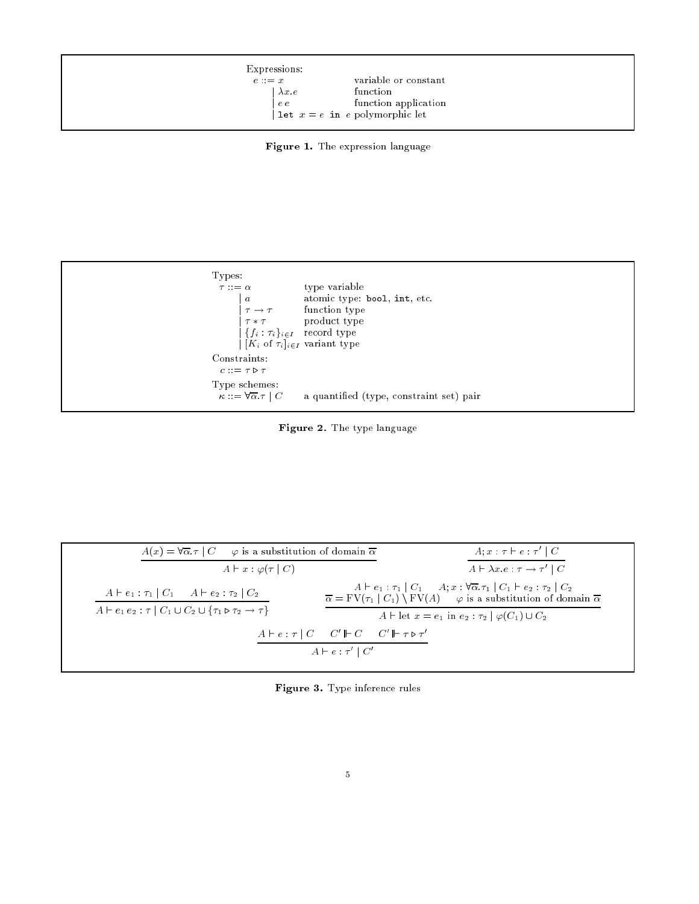Expressions:

| | | |
|---|---|---|
| $e ::=$ | $x$ | variable or constant |
| | $\mid \lambda x.e$ | function |
| | $\mid e\, e$ | function application |
| | $\mid$ `let` $x = e$ `in` $e$ | polymorphic let |

**Figure 1.** The expression language

Types:

| | | |
|---|---|---|
| $\tau ::=$ | $\alpha$ | type variable |
| | $\mid a$ | atomic type: `bool`, `int`, etc. |
| | $\mid \tau \rightarrow \tau$ | function type |
| | $\mid \tau * \tau$ | product type |
| | $\mid \{f_i : \tau_i\}_{i \in I}$ | record type |
| | $\mid [K_i \text{ of } \tau_i]_{i \in I}$ | variant type |

Constraints:

$c ::= \tau \triangleright \tau$

Type schemes:

$\kappa ::= \forall \overline{\alpha}.\tau \mid C$ a quantified (type, constraint set) pair

**Figure 2.** The type language

$$\frac{A(x) = \forall \overline{\alpha}.\tau \mid C \qquad \varphi \text{ is a substitution of domain } \overline{\alpha}}{A \vdash x : \varphi(\tau \mid C)}$$

$$\frac{A; x : \tau \vdash e : \tau' \mid C}{A \vdash \lambda x.e : \tau \rightarrow \tau' \mid C}$$

$$\frac{A \vdash e_1 : \tau_1 \mid C_1 \qquad A \vdash e_2 : \tau_2 \mid C_2}{A \vdash e_1\, e_2 : \tau \mid C_1 \cup C_2 \cup \{\tau_1 \triangleright \tau_2 \rightarrow \tau\}}$$

$$\frac{\begin{array}{c} A \vdash e_1 : \tau_1 \mid C_1 \qquad A; x : \forall \overline{\alpha}.\tau_1 \mid C_1 \vdash e_2 : \tau_2 \mid C_2 \\ \overline{\alpha} = \mathrm{FV}(\tau_1 \mid C_1) \setminus \mathrm{FV}(A) \qquad \varphi \text{ is a substitution of domain } \overline{\alpha} \end{array}}{A \vdash \text{let } x = e_1 \text{ in } e_2 : \tau_2 \mid \varphi(C_1) \cup C_2}$$

$$\frac{A \vdash e : \tau \mid C \qquad C' \Vdash C \qquad C' \Vdash \tau \triangleright \tau'}{A \vdash e : \tau' \mid C'}$$

**Figure 3.** Type inference rules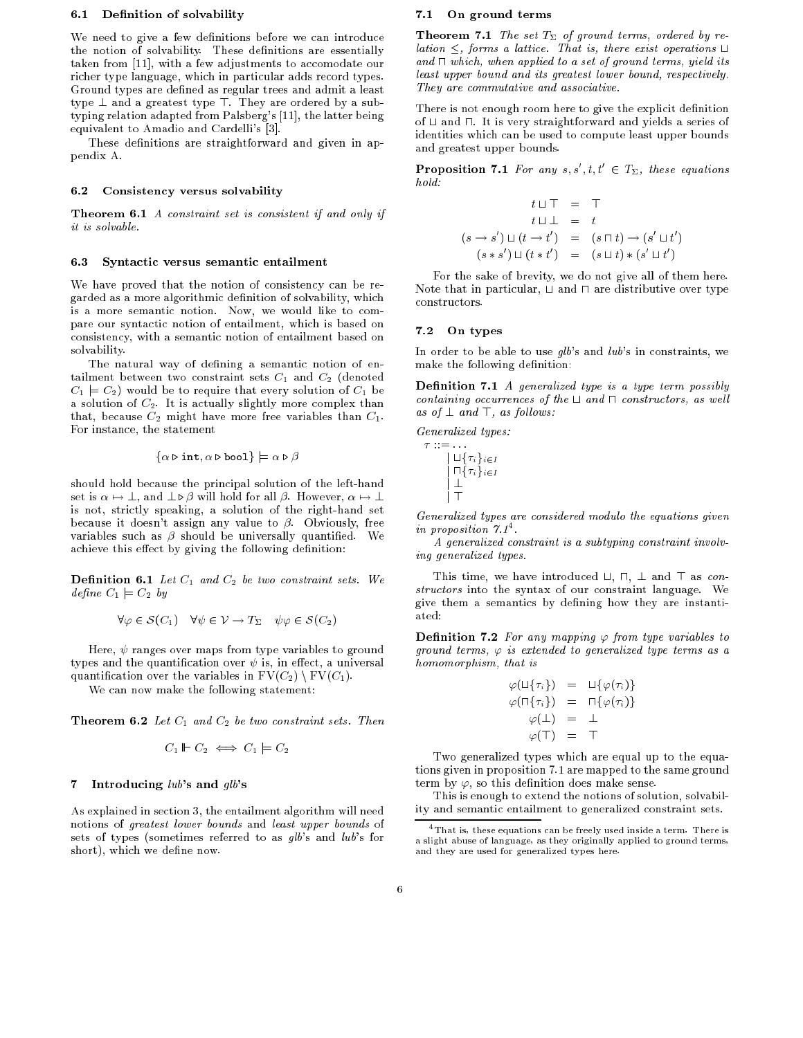### 6.1 Definition of solvability

We need to give a few definitions before we can introduce the notion of solvability. These definitions are essentially taken from [11], with a few adjustments to accomodate our richer type language, which in particular adds record types. Ground types are defined as regular trees and admit a least type $\bot$ and a greatest type $\top$. They are ordered by a subtyping relation adapted from Palsberg's [11], the latter being equivalent to Amadio and Cardelli's [3].

These definitions are straightforward and given in appendix A.

### 6.2 Consistency versus solvability

**Theorem 6.1** *A constraint set is consistent if and only if it is solvable.*

### 6.3 Syntactic versus semantic entailment

We have proved that the notion of consistency can be regarded as a more algorithmic definition of solvability, which is a more semantic notion. Now, we would like to compare our syntactic notion of entailment, which is based on consistency, with a semantic notion of entailment based on solvability.

The natural way of defining a semantic notion of entailment between two constraint sets $C_1$ and $C_2$ (denoted $C_1 \models C_2$) would be to require that every solution of $C_1$ be a solution of $C_2$. It is actually slightly more complex than that, because $C_2$ might have more free variables than $C_1$. For instance, the statement

$$\{\alpha \triangleright \texttt{int}, \alpha \triangleright \texttt{bool}\} \models \alpha \triangleright \beta$$

should hold because the principal solution of the left-hand set is $\alpha \mapsto \bot$, and $\bot \triangleright \beta$ will hold for all $\beta$. However, $\alpha \mapsto \bot$ is not, strictly speaking, a solution of the right-hand set because it doesn't assign any value to $\beta$. Obviously, free variables such as $\beta$ should be universally quantified. We achieve this effect by giving the following definition:

**Definition 6.1** *Let $C_1$ and $C_2$ be two constraint sets. We define $C_1 \models C_2$ by*

$$\forall \varphi \in \mathcal{S}(C_1) \quad \forall \psi \in \mathcal{V} \rightarrow T_\Sigma \quad \psi\varphi \in \mathcal{S}(C_2)$$

Here, $\psi$ ranges over maps from type variables to ground types and the quantification over $\psi$ is, in effect, a universal quantification over the variables in $\mathrm{FV}(C_2) \setminus \mathrm{FV}(C_1)$.

We can now make the following statement:

**Theorem 6.2** *Let $C_1$ and $C_2$ be two constraint sets. Then*

$$C_1 \Vdash C_2 \iff C_1 \models C_2$$

## 7 Introducing *lub*'s and *glb*'s

As explained in section 3, the entailment algorithm will need notions of *greatest lower bounds* and *least upper bounds* of sets of types (sometimes referred to as *glb*'s and *lub*'s for short), which we define now.

### 7.1 On ground terms

**Theorem 7.1** *The set $T_\Sigma$ of ground terms, ordered by relation $\leq$, forms a lattice. That is, there exist operations $\sqcup$ and $\sqcap$ which, when applied to a set of ground terms, yield its least upper bound and its greatest lower bound, respectively. They are commutative and associative.*

There is not enough room here to give the explicit definition of $\sqcup$ and $\sqcap$. It is very straightforward and yields a series of identities which can be used to compute least upper bounds and greatest upper bounds.

**Proposition 7.1** *For any $s, s', t, t' \in T_\Sigma$, these equations hold:*

$$\begin{aligned}
t \sqcup \top &= \top \\
t \sqcup \bot &= t \\
(s \rightarrow s') \sqcup (t \rightarrow t') &= (s \sqcap t) \rightarrow (s' \sqcup t') \\
(s * s') \sqcup (t * t') &= (s \sqcup t) * (s' \sqcup t')
\end{aligned}$$

For the sake of brevity, we do not give all of them here. Note that in particular, $\sqcup$ and $\sqcap$ are distributive over type constructors.

### 7.2 On types

In order to be able to use *glb*'s and *lub*'s in constraints, we make the following definition:

**Definition 7.1** *A generalized type is a type term possibly containing occurrences of the $\sqcup$ and $\sqcap$ constructors, as well as of $\bot$ and $\top$, as follows:*

*Generalized types:*

$$\begin{aligned}
\tau ::= & \ \ldots \\
& \mid \sqcup\{\tau_i\}_{i \in I} \\
& \mid \sqcap\{\tau_i\}_{i \in I} \\
& \mid \bot \\
& \mid \top
\end{aligned}$$

*Generalized types are considered modulo the equations given in proposition 7.1*[4].

*A generalized constraint is a subtyping constraint involving generalized types.*

This time, we have introduced $\sqcup$, $\sqcap$, $\bot$ and $\top$ as *constructors* into the syntax of our constraint language. We give them a semantics by defining how they are instantiated:

**Definition 7.2** *For any mapping $\varphi$ from type variables to ground terms, $\varphi$ is extended to generalized type terms as a homomorphism, that is*

$$\begin{aligned}
\varphi(\sqcup\{\tau_i\}) &= \sqcup\{\varphi(\tau_i)\} \\
\varphi(\sqcap\{\tau_i\}) &= \sqcap\{\varphi(\tau_i)\} \\
\varphi(\bot) &= \bot \\
\varphi(\top) &= \top
\end{aligned}$$

Two generalized types which are equal up to the equations given in proposition 7.1 are mapped to the same ground term by $\varphi$, so this definition does make sense.

This is enough to extend the notions of solution, solvability and semantic entailment to generalized constraint sets.

[4] That is, these equations can be freely used inside a term. There is a slight abuse of language, as they originally applied to ground terms, and they are used for generalized types here.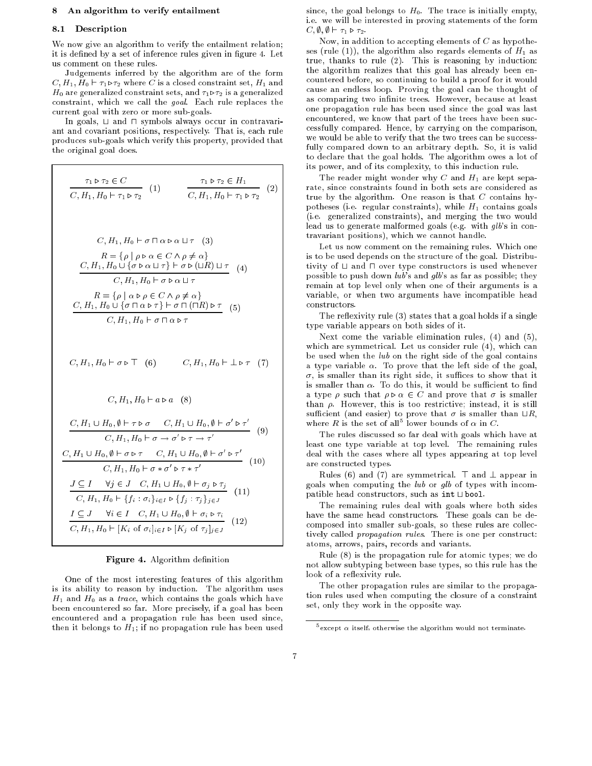## 8 An algorithm to verify entailment

### 8.1 Description

We now give an algorithm to verify the entailment relation; it is defined by a set of inference rules given in figure 4. Let us comment on these rules.

Judgements inferred by the algorithm are of the form $C, H_1, H_0 \vdash \tau_1 \triangleright \tau_2$ where $C$ is a closed constraint set, $H_1$ and $H_0$ are generalized constraint sets, and $\tau_1 \triangleright \tau_2$ is a generalized constraint, which we call the *goal*. Each rule replaces the current goal with zero or more sub-goals.

In goals, $\sqcup$ and $\sqcap$ symbols always occur in contravariant and covariant positions, respectively. That is, each rule produces sub-goals which verify this property, provided that the original goal does.

$$\frac{\tau_1 \triangleright \tau_2 \in C}{C, H_1, H_0 \vdash \tau_1 \triangleright \tau_2} \quad (1) \qquad \frac{\tau_1 \triangleright \tau_2 \in H_1}{C, H_1, H_0 \vdash \tau_1 \triangleright \tau_2} \quad (2)$$

$$C, H_1, H_0 \vdash \sigma \sqcap \alpha \triangleright \alpha \sqcup \tau \quad (3)$$

$$\frac{R = \{\rho \mid \rho \triangleright \alpha \in C \wedge \rho \neq \alpha\} \qquad C, H_1, H_0 \cup \{\sigma \triangleright \alpha \sqcup \tau\} \vdash \sigma \triangleright (\sqcup R) \sqcup \tau}{C, H_1, H_0 \vdash \sigma \triangleright \alpha \sqcup \tau} \quad (4)$$

$$\frac{R = \{\rho \mid \alpha \triangleright \rho \in C \wedge \rho \neq \alpha\} \qquad C, H_1, H_0 \cup \{\sigma \sqcap \alpha \triangleright \tau\} \vdash \sigma \sqcap (\sqcap R) \triangleright \tau}{C, H_1, H_0 \vdash \sigma \sqcap \alpha \triangleright \tau} \quad (5)$$

$$C, H_1, H_0 \vdash \sigma \triangleright \top \quad (6) \qquad C, H_1, H_0 \vdash \bot \triangleright \tau \quad (7)$$

$$C, H_1, H_0 \vdash a \triangleright a \quad (8)$$

$$\frac{C, H_1 \cup H_0, \emptyset \vdash \tau \triangleright \sigma \qquad C, H_1 \cup H_0, \emptyset \vdash \sigma' \triangleright \tau'}{C, H_1, H_0 \vdash \sigma \rightarrow \sigma' \triangleright \tau \rightarrow \tau'} \quad (9)$$

$$\frac{C, H_1 \cup H_0, \emptyset \vdash \sigma \triangleright \tau \qquad C, H_1 \cup H_0, \emptyset \vdash \sigma' \triangleright \tau'}{C, H_1, H_0 \vdash \sigma * \sigma' \triangleright \tau * \tau'} \quad (10)$$

$$\frac{J \subseteq I \qquad \forall j \in J \quad C, H_1 \cup H_0, \emptyset \vdash \sigma_j \triangleright \tau_j}{C, H_1, H_0 \vdash \{f_i : \sigma_i\}_{i \in I} \triangleright \{f_j : \tau_j\}_{j \in J}} \quad (11)$$

$$\frac{I \subseteq J \qquad \forall i \in I \quad C, H_1 \cup H_0, \emptyset \vdash \sigma_i \triangleright \tau_i}{C, H_1, H_0 \vdash [K_i \text{ of } \sigma_i]_{i \in I} \triangleright [K_j \text{ of } \tau_j]_{j \in J}} \quad (12)$$

**Figure 4.** Algorithm definition

One of the most interesting features of this algorithm is its ability to reason by induction. The algorithm uses $H_1$ and $H_0$ as a *trace*, which contains the goals which have been encountered so far. More precisely, if a goal has been encountered and a propagation rule has been used since, then it belongs to $H_1$; if no propagation rule has been used since, the goal belongs to $H_0$. The trace is initially empty, i.e. we will be interested in proving statements of the form $C, \emptyset, \emptyset \vdash \tau_1 \triangleright \tau_2$.

Now, in addition to accepting elements of $C$ as hypotheses (rule (1)), the algorithm also regards elements of $H_1$ as true, thanks to rule (2). This is reasoning by induction: the algorithm realizes that this goal has already been encountered before, so continuing to build a proof for it would cause an endless loop. Proving the goal can be thought of as comparing two infinite trees. However, because at least one propagation rule has been used since the goal was last encountered, we know that part of the trees have been successfully compared. Hence, by carrying on the comparison, we would be able to verify that the two trees can be successfully compared down to an arbitrary depth. So, it is valid to declare that the goal holds. The algorithm owes a lot of its power, and of its complexity, to this induction rule.

The reader might wonder why $C$ and $H_1$ are kept separate, since constraints found in both sets are considered as true by the algorithm. One reason is that $C$ contains hypotheses (i.e. regular constraints), while $H_1$ contains goals (i.e. generalized constraints), and merging the two would lead us to generate malformed goals (e.g. with *glb*'s in contravariant positions), which we cannot handle.

Let us now comment on the remaining rules. Which one is to be used depends on the structure of the goal. Distributivity of $\sqcup$ and $\sqcap$ over type constructors is used whenever possible to push down *lub*'s and *glb*'s as far as possible; they remain at top level only when one of their arguments is a variable, or when two arguments have incompatible head constructors.

The reflexivity rule (3) states that a goal holds if a single type variable appears on both sides of it.

Next come the variable elimination rules, (4) and (5), which are symmetrical. Let us consider rule (4), which can be used when the *lub* on the right side of the goal contains a type variable $\alpha$. To prove that the left side of the goal, $\sigma$, is smaller than its right side, it suffices to show that it is smaller than $\alpha$. To do this, it would be sufficient to find a type $\rho$ such that $\rho \triangleright \alpha \in C$ and prove that $\sigma$ is smaller than $\rho$. However, this is too restrictive; instead, it is still sufficient (and easier) to prove that $\sigma$ is smaller than $\sqcup R$, where $R$ is the set of all[5] lower bounds of $\alpha$ in $C$.

The rules discussed so far deal with goals which have at least one type variable at top level. The remaining rules deal with the cases where all types appearing at top level are constructed types.

Rules (6) and (7) are symmetrical. $\top$ and $\bot$ appear in goals when computing the *lub* or *glb* of types with incompatible head constructors, such as `int` $\sqcup$ `bool`.

The remaining rules deal with goals where both sides have the same head constructors. These goals can be decomposed into smaller sub-goals, so these rules are collectively called *propagation rules*. There is one per construct: atoms, arrows, pairs, records and variants.

Rule (8) is the propagation rule for atomic types; we do not allow subtyping between base types, so this rule has the look of a reflexivity rule.

The other propagation rules are similar to the propagation rules used when computing the closure of a constraint set, only they work in the opposite way.

[5] except $\alpha$ itself, otherwise the algorithm would not terminate.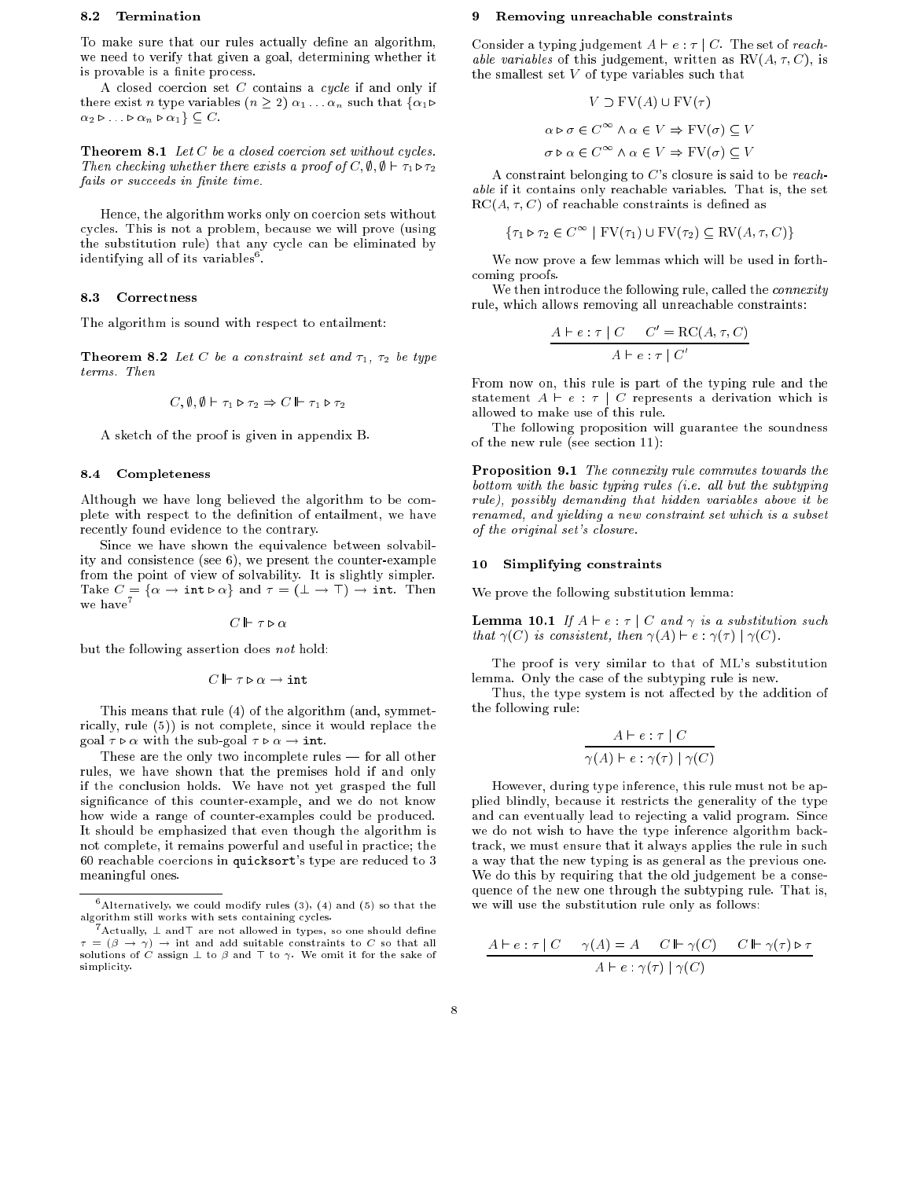### 8.2 Termination

To make sure that our rules actually define an algorithm, we need to verify that given a goal, determining whether it is provable is a finite process.

A closed coercion set $C$ contains a *cycle* if and only if there exist $n$ type variables ($n \geq 2$) $\alpha_1 \ldots \alpha_n$ such that $\{\alpha_1 \triangleright \alpha_2 \triangleright \ldots \triangleright \alpha_n \triangleright \alpha_1\} \subseteq C$.

**Theorem 8.1** *Let $C$ be a closed coercion set without cycles. Then checking whether there exists a proof of $C, \emptyset, \emptyset \vdash \tau_1 \triangleright \tau_2$ fails or succeeds in finite time.*

Hence, the algorithm works only on coercion sets without cycles. This is not a problem, because we will prove (using the substitution rule) that any cycle can be eliminated by identifying all of its variables[6].

### 8.3 Correctness

The algorithm is sound with respect to entailment:

**Theorem 8.2** *Let $C$ be a constraint set and $\tau_1$, $\tau_2$ be type terms. Then*

$$C, \emptyset, \emptyset \vdash \tau_1 \triangleright \tau_2 \Rightarrow C \Vdash \tau_1 \triangleright \tau_2$$

A sketch of the proof is given in appendix B.

### 8.4 Completeness

Although we have long believed the algorithm to be complete with respect to the definition of entailment, we have recently found evidence to the contrary.

Since we have shown the equivalence between solvability and consistence (see 6), we present the counter-example from the point of view of solvability. It is slightly simpler. Take $C = \{\alpha \rightarrow \texttt{int} \triangleright \alpha\}$ and $\tau = (\bot \rightarrow \top) \rightarrow \texttt{int}$. Then we have[7]

$$C \Vdash \tau \triangleright \alpha$$

but the following assertion does *not* hold:

$$C \Vdash \tau \triangleright \alpha \rightarrow \texttt{int}$$

This means that rule (4) of the algorithm (and, symmetrically, rule (5)) is not complete, since it would replace the goal $\tau \triangleright \alpha$ with the sub-goal $\tau \triangleright \alpha \rightarrow \texttt{int}$.

These are the only two incomplete rules — for all other rules, we have shown that the premises hold if and only if the conclusion holds. We have not yet grasped the full significance of this counter-example, and we do not know how wide a range of counter-examples could be produced. It should be emphasized that even though the algorithm is not complete, it remains powerful and useful in practice; the 60 reachable coercions in `quicksort`'s type are reduced to 3 meaningful ones.

[6] Alternatively, we could modify rules (3), (4) and (5) so that the algorithm still works with sets containing cycles.

[7] Actually, $\bot$ and $\top$ are not allowed in types, so one should define $\tau = (\beta \rightarrow \gamma) \rightarrow \texttt{int}$ and add suitable constraints to $C$ so that all solutions of $C$ assign $\bot$ to $\beta$ and $\top$ to $\gamma$. We omit it for the sake of simplicity.

## 9 Removing unreachable constraints

Consider a typing judgement $A \vdash e : \tau \mid C$. The set of *reachable variables* of this judgement, written as $\mathrm{RV}(A, \tau, C)$, is the smallest set $V$ of type variables such that

$$V \supset \mathrm{FV}(A) \cup \mathrm{FV}(\tau)$$

$$\alpha \triangleright \sigma \in C^\infty \wedge \alpha \in V \Rightarrow \mathrm{FV}(\sigma) \subseteq V$$

$$\sigma \triangleright \alpha \in C^\infty \wedge \alpha \in V \Rightarrow \mathrm{FV}(\sigma) \subseteq V$$

A constraint belonging to $C$'s closure is said to be *reachable* if it contains only reachable variables. That is, the set $\mathrm{RC}(A, \tau, C)$ of reachable constraints is defined as

$$\{\tau_1 \triangleright \tau_2 \in C^\infty \mid \mathrm{FV}(\tau_1) \cup \mathrm{FV}(\tau_2) \subseteq \mathrm{RV}(A, \tau, C)\}$$

We now prove a few lemmas which will be used in forthcoming proofs.

We then introduce the following rule, called the *connexity* rule, which allows removing all unreachable constraints:

$$\frac{A \vdash e : \tau \mid C \qquad C' = \mathrm{RC}(A, \tau, C)}{A \vdash e : \tau \mid C'}$$

From now on, this rule is part of the typing rule and the statement $A \vdash e : \tau \mid C$ represents a derivation which is allowed to make use of this rule.

The following proposition will guarantee the soundness of the new rule (see section 11):

**Proposition 9.1** *The connexity rule commutes towards the bottom with the basic typing rules (i.e. all but the subtyping rule), possibly demanding that hidden variables above it be renamed, and yielding a new constraint set which is a subset of the original set's closure.*

## 10 Simplifying constraints

We prove the following substitution lemma:

**Lemma 10.1** *If $A \vdash e : \tau \mid C$ and $\gamma$ is a substitution such that $\gamma(C)$ is consistent, then $\gamma(A) \vdash e : \gamma(\tau) \mid \gamma(C)$.*

The proof is very similar to that of ML's substitution lemma. Only the case of the subtyping rule is new.

Thus, the type system is not affected by the addition of the following rule:

$$\frac{A \vdash e : \tau \mid C}{\gamma(A) \vdash e : \gamma(\tau) \mid \gamma(C)}$$

However, during type inference, this rule must not be applied blindly, because it restricts the generality of the type and can eventually lead to rejecting a valid program. Since we do not wish to have the type inference algorithm backtrack, we must ensure that it always applies the rule in such a way that the new typing is as general as the previous one. We do this by requiring that the old judgement be a consequence of the new one through the subtyping rule. That is, we will use the substitution rule only as follows:

$$\frac{A \vdash e : \tau \mid C \qquad \gamma(A) = A \qquad C \Vdash \gamma(C) \qquad C \Vdash \gamma(\tau) \triangleright \tau}{A \vdash e : \gamma(\tau) \mid \gamma(C)}$$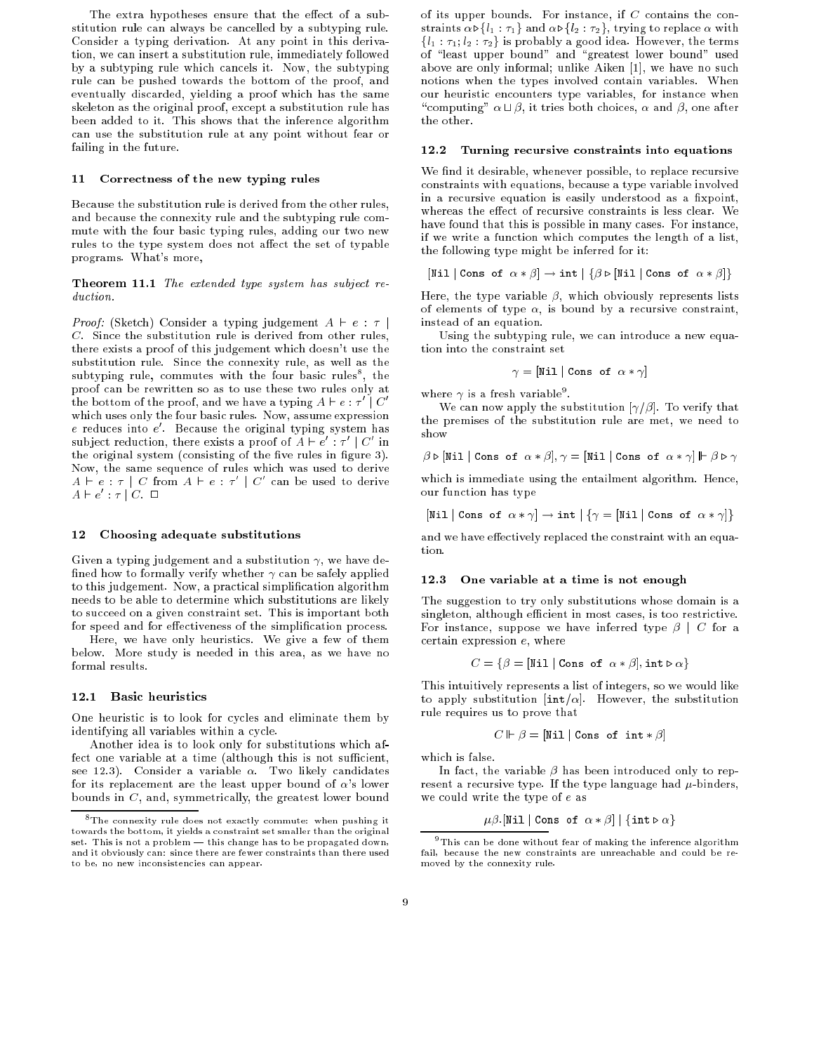The extra hypotheses ensure that the effect of a substitution rule can always be cancelled by a subtyping rule. Consider a typing derivation. At any point in this derivation, we can insert a substitution rule, immediately followed by a subtyping rule which cancels it. Now, the subtyping rule can be pushed towards the bottom of the proof, and eventually discarded, yielding a proof which has the same skeleton as the original proof, except a substitution rule has been added to it. This shows that the inference algorithm can use the substitution rule at any point without fear or failing in the future.

## 11 Correctness of the new typing rules

Because the substitution rule is derived from the other rules, and because the connexity rule and the subtyping rule commute with the four basic typing rules, adding our two new rules to the type system does not affect the set of typable programs. What's more,

**Theorem 11.1** *The extended type system has subject reduction.*

*Proof:* (Sketch) Consider a typing judgement $A \vdash e : \tau \mid C$. Since the substitution rule is derived from other rules, there exists a proof of this judgement which doesn't use the substitution rule. Since the connexity rule, as well as the subtyping rule, commutes with the four basic rules[8], the proof can be rewritten so as to use these two rules only at the bottom of the proof, and we have a typing $A \vdash e : \tau' \mid C'$ which uses only the four basic rules. Now, assume expression $e$ reduces into $e'$. Because the original typing system has subject reduction, there exists a proof of $A \vdash e' : \tau' \mid C'$ in the original system (consisting of the five rules in figure 3). Now, the same sequence of rules which was used to derive $A \vdash e : \tau \mid C$ from $A \vdash e : \tau' \mid C'$ can be used to derive $A \vdash e' : \tau \mid C$. □

## 12 Choosing adequate substitutions

Given a typing judgement and a substitution $\gamma$, we have defined how to formally verify whether $\gamma$ can be safely applied to this judgement. Now, a practical simplification algorithm needs to be able to determine which substitutions are likely to succeed on a given constraint set. This is important both for speed and for effectiveness of the simplification process.

Here, we have only heuristics. We give a few of them below. More study is needed in this area, as we have no formal results.

### 12.1 Basic heuristics

One heuristic is to look for cycles and eliminate them by identifying all variables within a cycle.

Another idea is to look only for substitutions which affect one variable at a time (although this is not sufficient, see 12.3). Consider a variable $\alpha$. Two likely candidates for its replacement are the least upper bound of $\alpha$'s lower bounds in $C$, and, symmetrically, the greatest lower bound of its upper bounds. For instance, if $C$ contains the constraints $\alpha \triangleright \{l_1 : \tau_1\}$ and $\alpha \triangleright \{l_2 : \tau_2\}$, trying to replace $\alpha$ with $\{l_1 : \tau_1; l_2 : \tau_2\}$ is probably a good idea. However, the terms of "least upper bound" and "greatest lower bound" used above are only informal; unlike Aiken [1], we have no such notions when the types involved contain variables. When our heuristic encounters type variables, for instance when "computing" $\alpha \sqcup \beta$, it tries both choices, $\alpha$ and $\beta$, one after the other.

### 12.2 Turning recursive constraints into equations

We find it desirable, whenever possible, to replace recursive constraints with equations, because a type variable involved in a recursive equation is easily understood as a fixpoint, whereas the effect of recursive constraints is less clear. We have found that this is possible in many cases. For instance, if we write a function which computes the length of a list, the following type might be inferred for it:

$$[\texttt{Nil} \mid \texttt{Cons of } \alpha * \beta] \rightarrow \texttt{int} \mid \{\beta \triangleright [\texttt{Nil} \mid \texttt{Cons of } \alpha * \beta]\}$$

Here, the type variable $\beta$, which obviously represents lists of elements of type $\alpha$, is bound by a recursive constraint, instead of an equation.

Using the subtyping rule, we can introduce a new equation into the constraint set

$$\gamma = [\texttt{Nil} \mid \texttt{Cons of } \alpha * \gamma]$$

where $\gamma$ is a fresh variable[9].

We can now apply the substitution $[\gamma/\beta]$. To verify that the premises of the substitution rule are met, we need to show

$$\beta \triangleright [\texttt{Nil} \mid \texttt{Cons of } \alpha * \beta], \gamma = [\texttt{Nil} \mid \texttt{Cons of } \alpha * \gamma] \Vdash \beta \triangleright \gamma$$

which is immediate using the entailment algorithm. Hence, our function has type

$$[\texttt{Nil} \mid \texttt{Cons of } \alpha * \gamma] \rightarrow \texttt{int} \mid \{\gamma = [\texttt{Nil} \mid \texttt{Cons of } \alpha * \gamma]\}$$

and we have effectively replaced the constraint with an equation.

### 12.3 One variable at a time is not enough

The suggestion to try only substitutions whose domain is a singleton, although efficient in most cases, is too restrictive. For instance, suppose we have inferred type $\beta \mid C$ for a certain expression $e$, where

$$C = \{\beta = [\texttt{Nil} \mid \texttt{Cons of } \alpha * \beta], \texttt{int} \triangleright \alpha\}$$

This intuitively represents a list of integers, so we would like to apply substitution $[\texttt{int}/\alpha]$. However, the substitution rule requires us to prove that

$$C \Vdash \beta = [\texttt{Nil} \mid \texttt{Cons of int} * \beta]$$

which is false.

In fact, the variable $\beta$ has been introduced only to represent a recursive type. If the type language had $\mu$-binders, we could write the type of $e$ as

$$\mu\beta.[\texttt{Nil} \mid \texttt{Cons of } \alpha * \beta] \mid \{\texttt{int} \triangleright \alpha\}$$

---

[8] The connexity rule does not exactly commute: when pushing it towards the bottom, it yields a constraint set smaller than the original set. This is not a problem — this change has to be propagated down, and it obviously can: since there are fewer constraints than there used to be, no new inconsistencies can appear.

[9] This can be done without fear of making the inference algorithm fail, because the new constraints are unreachable and could be removed by the connexity rule.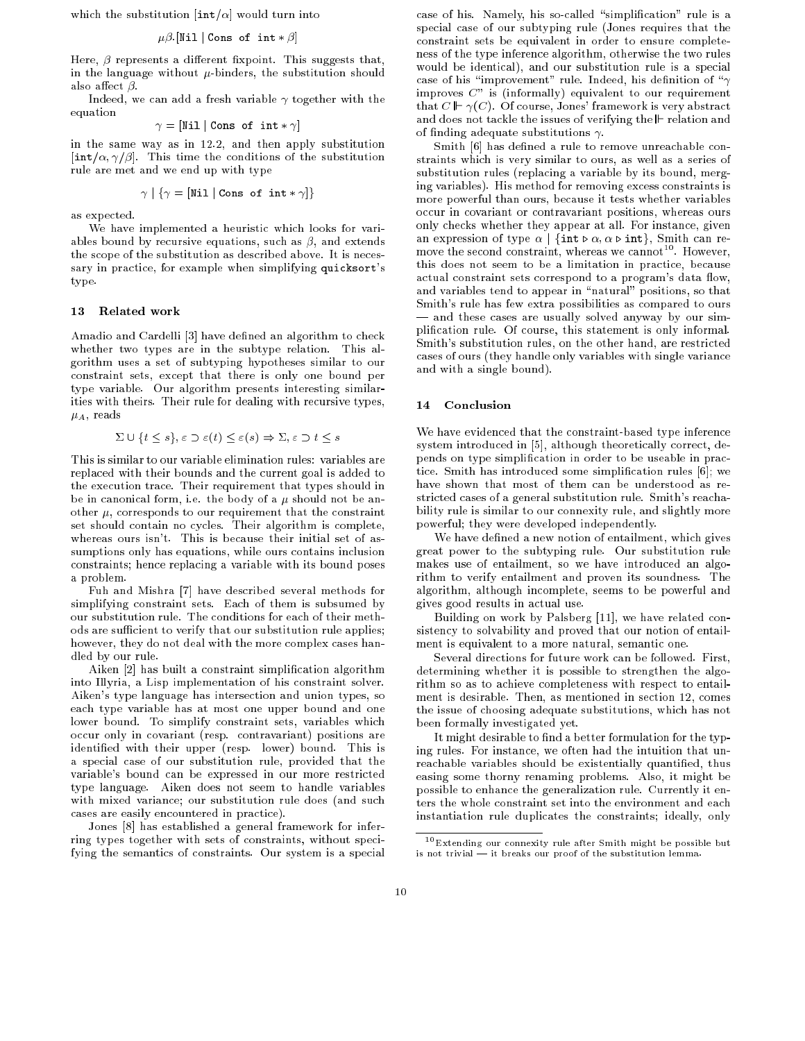which the substitution $[\texttt{int}/\alpha]$ would turn into

$$\mu\beta.[\texttt{Nil} \mid \texttt{Cons of int} * \beta]$$

Here, $\beta$ represents a different fixpoint. This suggests that, in the language without $\mu$-binders, the substitution should also affect $\beta$.

Indeed, we can add a fresh variable $\gamma$ together with the equation

$$\gamma = [\texttt{Nil} \mid \texttt{Cons of int} * \gamma]$$

in the same way as in 12.2, and then apply substitution $[\texttt{int}/\alpha, \gamma/\beta]$. This time the conditions of the substitution rule are met and we end up with type

$$\gamma \mid \{\gamma = [\texttt{Nil} \mid \texttt{Cons of int} * \gamma]\}$$

as expected.

We have implemented a heuristic which looks for variables bound by recursive equations, such as $\beta$, and extends the scope of the substitution as described above. It is necessary in practice, for example when simplifying `quicksort`'s type.

## 13 Related work

Amadio and Cardelli [3] have defined an algorithm to check whether two types are in the subtype relation. This algorithm uses a set of subtyping hypotheses similar to our constraint sets, except that there is only one bound per type variable. Our algorithm presents interesting similarities with theirs. Their rule for dealing with recursive types, $\mu_A$, reads

$$\Sigma \cup \{t \leq s\}, \varepsilon \supset \varepsilon(t) \leq \varepsilon(s) \Rightarrow \Sigma, \varepsilon \supset t \leq s$$

This is similar to our variable elimination rules: variables are replaced with their bounds and the current goal is added to the execution trace. Their requirement that types should in be in canonical form, i.e. the body of a $\mu$ should not be another $\mu$, corresponds to our requirement that the constraint set should contain no cycles. Their algorithm is complete, whereas ours isn't. This is because their initial set of assumptions only has equations, while ours contains inclusion constraints; hence replacing a variable with its bound poses a problem.

Fuh and Mishra [7] have described several methods for simplifying constraint sets. Each of them is subsumed by our substitution rule. The conditions for each of their methods are sufficient to verify that our substitution rule applies; however, they do not deal with the more complex cases handled by our rule.

Aiken [2] has built a constraint simplification algorithm into Illyria, a Lisp implementation of his constraint solver. Aiken's type language has intersection and union types, so each type variable has at most one upper bound and one lower bound. To simplify constraint sets, variables which occur only in covariant (resp. contravariant) positions are identified with their upper (resp. lower) bound. This is a special case of our substitution rule, provided that the variable's bound can be expressed in our more restricted type language. Aiken does not seem to handle variables with mixed variance; our substitution rule does (and such cases are easily encountered in practice).

Jones [8] has established a general framework for inferring types together with sets of constraints, without specifying the semantics of constraints. Our system is a special case of his. Namely, his so-called "simplification" rule is a special case of our subtyping rule (Jones requires that the constraint sets be equivalent in order to ensure completeness of the type inference algorithm, otherwise the two rules would be identical), and our substitution rule is a special case of his "improvement" rule. Indeed, his definition of "$\gamma$ improves $C$" is (informally) equivalent to our requirement that $C \Vdash \gamma(C)$. Of course, Jones' framework is very abstract and does not tackle the issues of verifying the $\Vdash$ relation and of finding adequate substitutions $\gamma$.

Smith [6] has defined a rule to remove unreachable constraints which is very similar to ours, as well as a series of substitution rules (replacing a variable by its bound, merging variables). His method for removing excess constraints is more powerful than ours, because it tests whether variables occur in covariant or contravariant positions, whereas ours only checks whether they appear at all. For instance, given an expression of type $\alpha \mid \{\texttt{int} \triangleright \alpha, \alpha \triangleright \texttt{int}\}$, Smith can remove the second constraint, whereas we cannot[10]. However, this does not seem to be a limitation in practice, because actual constraint sets correspond to a program's data flow, and variables tend to appear in "natural" positions, so that Smith's rule has few extra possibilities as compared to ours — and these cases are usually solved anyway by our simplification rule. Of course, this statement is only informal. Smith's substitution rules, on the other hand, are restricted cases of ours (they handle only variables with single variance and with a single bound).

## 14 Conclusion

We have evidenced that the constraint-based type inference system introduced in [5], although theoretically correct, depends on type simplification in order to be useable in practice. Smith has introduced some simplification rules [6]; we have shown that most of them can be understood as restricted cases of a general substitution rule. Smith's reachability rule is similar to our connexity rule, and slightly more powerful; they were developed independently.

We have defined a new notion of entailment, which gives great power to the subtyping rule. Our substitution rule makes use of entailment, so we have introduced an algorithm to verify entailment and proven its soundness. The algorithm, although incomplete, seems to be powerful and gives good results in actual use.

Building on work by Palsberg [11], we have related consistency to solvability and proved that our notion of entailment is equivalent to a more natural, semantic one.

Several directions for future work can be followed. First, determining whether it is possible to strengthen the algorithm so as to achieve completeness with respect to entailment is desirable. Then, as mentioned in section 12, comes the issue of choosing adequate substitutions, which has not been formally investigated yet.

It might desirable to find a better formulation for the typing rules. For instance, we often had the intuition that unreachable variables should be existentially quantified, thus easing some thorny renaming problems. Also, it might be possible to enhance the generalization rule. Currently it enters the whole constraint set into the environment and each instantiation rule duplicates the constraints; ideally, only

[10] Extending our connexity rule after Smith might be possible but is not trivial — it breaks our proof of the substitution lemma.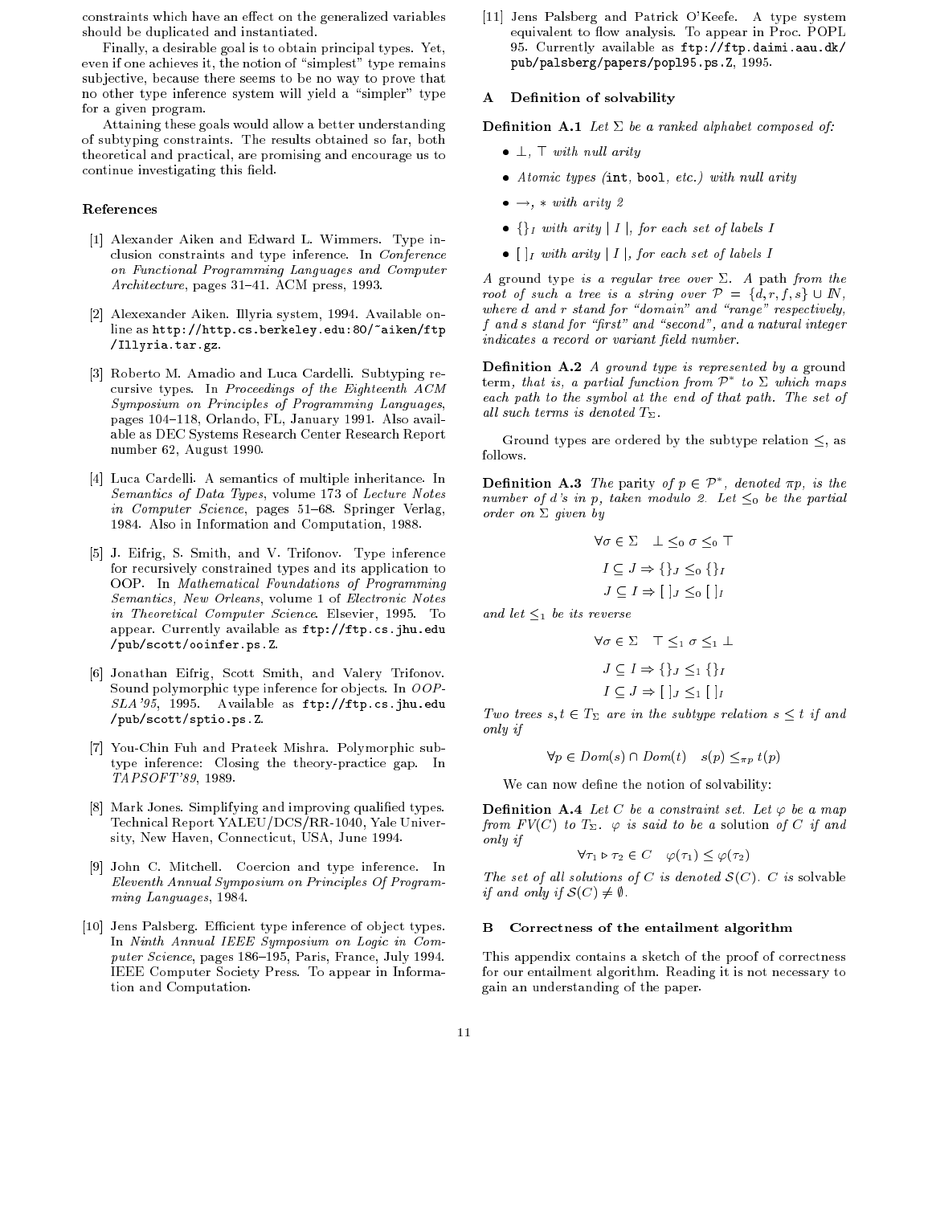constraints which have an effect on the generalized variables should be duplicated and instantiated.

Finally, a desirable goal is to obtain principal types. Yet, even if one achieves it, the notion of "simplest" type remains subjective, because there seems to be no way to prove that no other type inference system will yield a "simpler" type for a given program.

Attaining these goals would allow a better understanding of subtyping constraints. The results obtained so far, both theoretical and practical, are promising and encourage us to continue investigating this field.

### References

[1] Alexander Aiken and Edward L. Wimmers. Type inclusion constraints and type inference. In *Conference on Functional Programming Languages and Computer Architecture*, pages 31–41. ACM press, 1993.

[2] Alexexander Aiken. Illyria system, 1994. Available online as `http://http.cs.berkeley.edu:80/~aiken/ftp/Illyria.tar.gz`.

[3] Roberto M. Amadio and Luca Cardelli. Subtyping recursive types. In *Proceedings of the Eighteenth ACM Symposium on Principles of Programming Languages*, pages 104–118, Orlando, FL, January 1991. Also available as DEC Systems Research Center Research Report number 62, August 1990.

[4] Luca Cardelli. A semantics of multiple inheritance. In *Semantics of Data Types*, volume 173 of *Lecture Notes in Computer Science*, pages 51–68. Springer Verlag, 1984. Also in Information and Computation, 1988.

[5] J. Eifrig, S. Smith, and V. Trifonov. Type inference for recursively constrained types and its application to OOP. In *Mathematical Foundations of Programming Semantics, New Orleans*, volume 1 of *Electronic Notes in Theoretical Computer Science*. Elsevier, 1995. To appear. Currently available as `ftp://ftp.cs.jhu.edu/pub/scott/ooinfer.ps.Z`.

[6] Jonathan Eifrig, Scott Smith, and Valery Trifonov. Sound polymorphic type inference for objects. In *OOPSLA'95*, 1995. Available as `ftp://ftp.cs.jhu.edu/pub/scott/sptio.ps.Z`.

[7] You-Chin Fuh and Prateek Mishra. Polymorphic subtype inference: Closing the theory-practice gap. In *TAPSOFT'89*, 1989.

[8] Mark Jones. Simplifying and improving qualified types. Technical Report YALEU/DCS/RR-1040, Yale University, New Haven, Connecticut, USA, June 1994.

[9] John C. Mitchell. Coercion and type inference. In *Eleventh Annual Symposium on Principles Of Programming Languages*, 1984.

[10] Jens Palsberg. Efficient type inference of object types. In *Ninth Annual IEEE Symposium on Logic in Computer Science*, pages 186–195, Paris, France, July 1994. IEEE Computer Society Press. To appear in Information and Computation.

[11] Jens Palsberg and Patrick O'Keefe. A type system equivalent to flow analysis. To appear in Proc. POPL 95. Currently available as `ftp://ftp.daimi.aau.dk/pub/palsberg/papers/popl95.ps.Z`, 1995.

## A Definition of solvability

**Definition A.1** *Let $\Sigma$ be a ranked alphabet composed of:*

- $\bot$, $\top$ *with null arity*
- *Atomic types (*`int`*,* `bool`*, etc.) with null arity*
- $\rightarrow$, $*$ *with arity 2*
- $\{\}_I$ *with arity $\mid I \mid$, for each set of labels $I$*
- $[\,]_I$ *with arity $\mid I \mid$, for each set of labels $I$*

*A* ground type *is a regular tree over $\Sigma$. A* path *from the root of such a tree is a string over $\mathcal{P} = \{d, r, f, s\} \cup I\!N$, where $d$ and $r$ stand for "domain" and "range" respectively, $f$ and $s$ stand for "first" and "second", and a natural integer indicates a record or variant field number.*

**Definition A.2** *A ground type is represented by a* ground term*, that is, a partial function from $\mathcal{P}^*$ to $\Sigma$ which maps each path to the symbol at the end of that path. The set of all such terms is denoted $T_\Sigma$.*

Ground types are ordered by the subtype relation $\leq$, as follows.

**Definition A.3** *The* parity *of $p \in \mathcal{P}^*$, denoted $\pi p$, is the number of $d$'s in $p$, taken modulo 2. Let $\leq_0$ be the partial order on $\Sigma$ given by*

$$\forall \sigma \in \Sigma \quad \bot \leq_0 \sigma \leq_0 \top$$

$$I \subseteq J \Rightarrow \{\}_J \leq_0 \{\}_I$$

$$J \subseteq I \Rightarrow [\,]_J \leq_0 [\,]_I$$

*and let $\leq_1$ be its reverse*

$$\forall \sigma \in \Sigma \quad \top \leq_1 \sigma \leq_1 \bot$$

$$J \subseteq I \Rightarrow \{\}_J \leq_1 \{\}_I$$

$$I \subseteq J \Rightarrow [\,]_J \leq_1 [\,]_I$$

*Two trees $s, t \in T_\Sigma$ are in the subtype relation $s \leq t$ if and only if*

$$\forall p \in Dom(s) \cap Dom(t) \quad s(p) \leq_{\pi p} t(p)$$

We can now define the notion of solvability:

**Definition A.4** *Let $C$ be a constraint set. Let $\varphi$ be a map from $FV(C)$ to $T_\Sigma$. $\varphi$ is said to be a* solution *of $C$ if and only if*

$$\forall \tau_1 \triangleright \tau_2 \in C \quad \varphi(\tau_1) \leq \varphi(\tau_2)$$

*The set of all solutions of $C$ is denoted $\mathcal{S}(C)$. $C$ is* solvable *if and only if $\mathcal{S}(C) \neq \emptyset$.*

## B Correctness of the entailment algorithm

This appendix contains a sketch of the proof of correctness for our entailment algorithm. Reading it is not necessary to gain an understanding of the paper.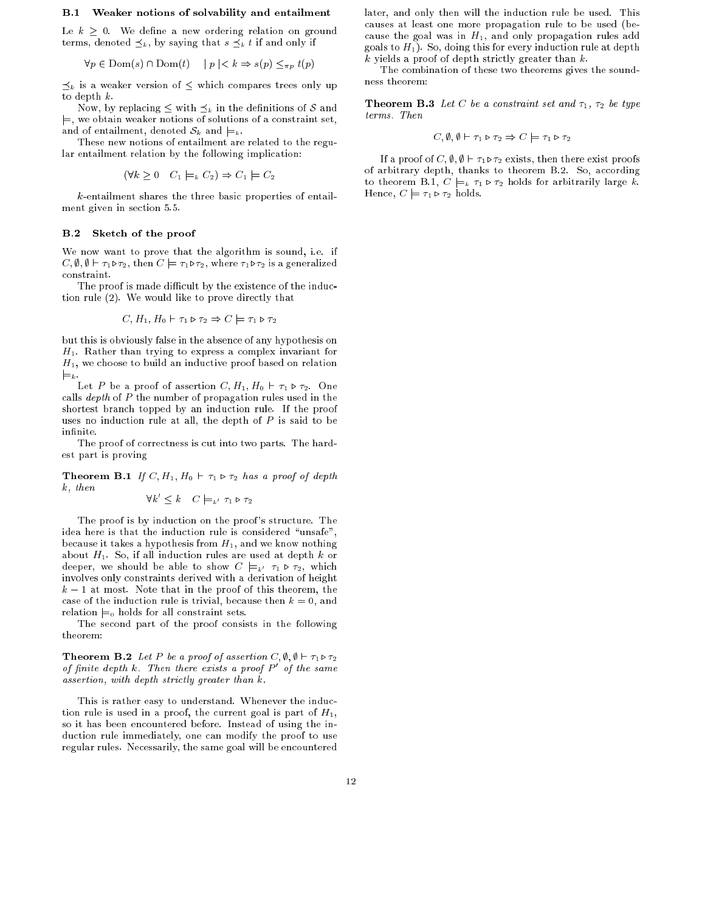### B.1 Weaker notions of solvability and entailment

Le $k \geq 0$. We define a new ordering relation on ground terms, denoted $\preceq_k$, by saying that $s \preceq_k t$ if and only if

$$\forall p \in \text{Dom}(s) \cap \text{Dom}(t) \quad | p |< k \Rightarrow s(p) \leq_{\pi p} t(p)$$

$\preceq_k$ is a weaker version of $\leq$ which compares trees only up to depth $k$.

Now, by replacing $\leq$ with $\preceq_k$ in the definitions of $\mathcal{S}$ and $\models$, we obtain weaker notions of solutions of a constraint set, and of entailment, denoted $\mathcal{S}_k$ and $\models_k$.

These new notions of entailment are related to the regular entailment relation by the following implication:

$$(\forall k \geq 0 \quad C_1 \models_k C_2) \Rightarrow C_1 \models C_2$$

$k$-entailment shares the three basic properties of entailment given in section 5.5.

### B.2 Sketch of the proof

We now want to prove that the algorithm is sound, i.e. if $C, \emptyset, \emptyset \vdash \tau_1 \triangleright \tau_2$, then $C \models \tau_1 \triangleright \tau_2$, where $\tau_1 \triangleright \tau_2$ is a generalized constraint.

The proof is made difficult by the existence of the induction rule (2). We would like to prove directly that

$$C, H_1, H_0 \vdash \tau_1 \triangleright \tau_2 \Rightarrow C \models \tau_1 \triangleright \tau_2$$

but this is obviously false in the absence of any hypothesis on $H_1$. Rather than trying to express a complex invariant for $H_1$, we choose to build an inductive proof based on relation $\models_k$.

Let $P$ be a proof of assertion $C, H_1, H_0 \vdash \tau_1 \triangleright \tau_2$. One calls *depth* of $P$ the number of propagation rules used in the shortest branch topped by an induction rule. If the proof uses no induction rule at all, the depth of $P$ is said to be infinite.

The proof of correctness is cut into two parts. The hardest part is proving

**Theorem B.1** *If $C, H_1, H_0 \vdash \tau_1 \triangleright \tau_2$ has a proof of depth $k$, then*

$$\forall k' \leq k \quad C \models_{k'} \tau_1 \triangleright \tau_2$$

The proof is by induction on the proof's structure. The idea here is that the induction rule is considered "unsafe", because it takes a hypothesis from $H_1$, and we know nothing about $H_1$. So, if all induction rules are used at depth $k$ or deeper, we should be able to show $C \models_{k'} \tau_1 \triangleright \tau_2$, which involves only constraints derived with a derivation of height $k - 1$ at most. Note that in the proof of this theorem, the case of the induction rule is trivial, because then $k = 0$, and relation $\models_0$ holds for all constraint sets.

The second part of the proof consists in the following theorem:

**Theorem B.2** *Let $P$ be a proof of assertion $C, \emptyset, \emptyset \vdash \tau_1 \triangleright \tau_2$ of finite depth $k$. Then there exists a proof $P'$ of the same assertion, with depth strictly greater than $k$.*

This is rather easy to understand. Whenever the induction rule is used in a proof, the current goal is part of $H_1$, so it has been encountered before. Instead of using the induction rule immediately, one can modify the proof to use regular rules. Necessarily, the same goal will be encountered later, and only then will the induction rule be used. This causes at least one more propagation rule to be used (because the goal was in $H_1$, and only propagation rules add goals to $H_1$). So, doing this for every induction rule at depth $k$ yields a proof of depth strictly greater than $k$.

The combination of these two theorems gives the soundness theorem:

**Theorem B.3** *Let $C$ be a constraint set and $\tau_1$, $\tau_2$ be type terms. Then*

$$C, \emptyset, \emptyset \vdash \tau_1 \triangleright \tau_2 \Rightarrow C \models \tau_1 \triangleright \tau_2$$

If a proof of $C, \emptyset, \emptyset \vdash \tau_1 \triangleright \tau_2$ exists, then there exist proofs of arbitrary depth, thanks to theorem B.2. So, according to theorem B.1, $C \models_k \tau_1 \triangleright \tau_2$ holds for arbitrarily large $k$. Hence, $C \models \tau_1 \triangleright \tau_2$ holds.